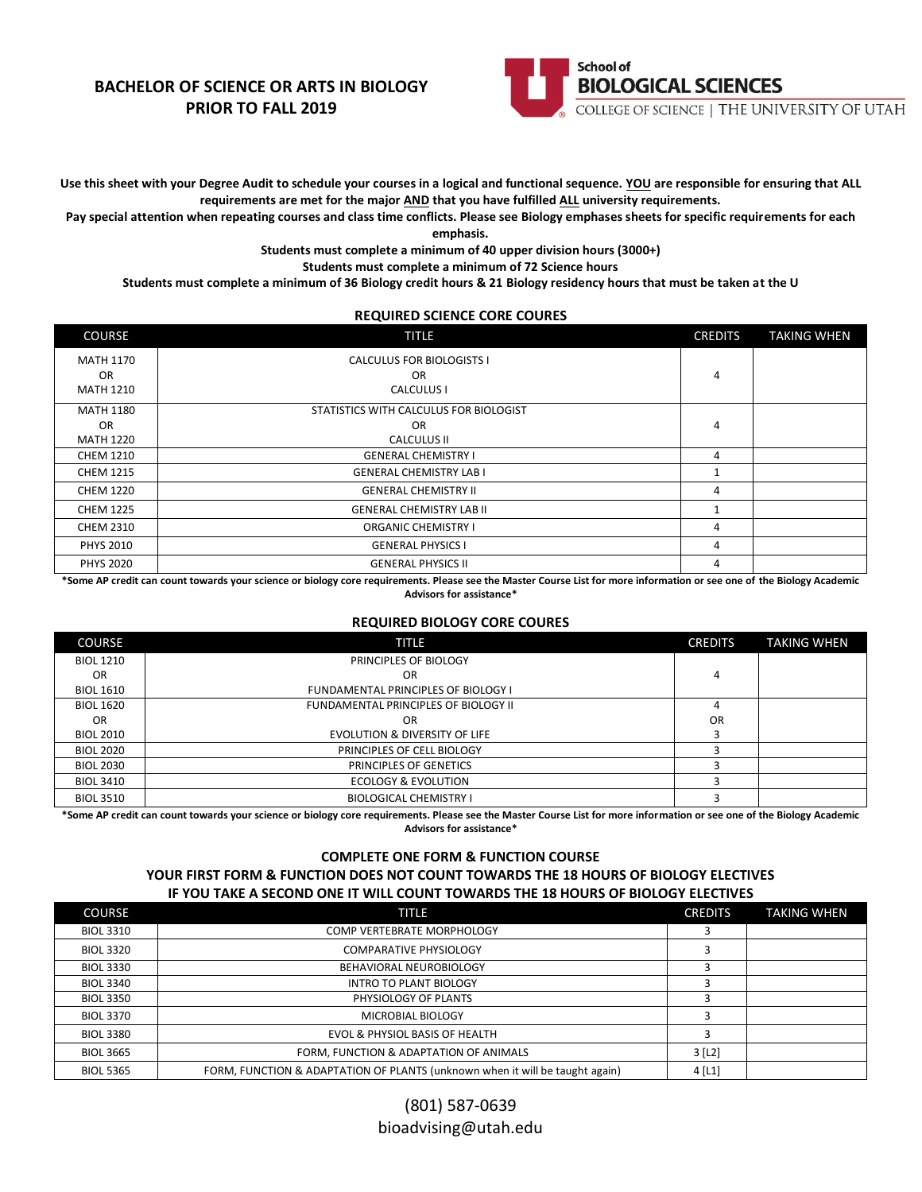# BACHELOR OF SCIENCE OR ARTS IN BIOLOGY PRIOR TO FALL 2019

School of **BIOLOGICAL SCIENCES**
COLLEGE OF SCIENCE | THE UNIVERSITY OF UTAH

**Use this sheet with your Degree Audit to schedule your courses in a logical and functional sequence. YOU are responsible for ensuring that ALL requirements are met for the major AND that you have fulfilled ALL university requirements.**

**Pay special attention when repeating courses and class time conflicts. Please see Biology emphases sheets for specific requirements for each emphasis.**

**Students must complete a minimum of 40 upper division hours (3000+)**

**Students must complete a minimum of 72 Science hours**

**Students must complete a minimum of 36 Biology credit hours & 21 Biology residency hours that must be taken at the U**

## REQUIRED SCIENCE CORE COURES

| COURSE | TITLE | CREDITS | TAKING WHEN |
|---|---|---|---|
| MATH 1170 OR MATH 1210 | CALCULUS FOR BIOLOGISTS I OR CALCULUS I | 4 | |
| MATH 1180 OR MATH 1220 | STATISTICS WITH CALCULUS FOR BIOLOGIST OR CALCULUS II | 4 | |
| CHEM 1210 | GENERAL CHEMISTRY I | 4 | |
| CHEM 1215 | GENERAL CHEMISTRY LAB I | 1 | |
| CHEM 1220 | GENERAL CHEMISTRY II | 4 | |
| CHEM 1225 | GENERAL CHEMISTRY LAB II | 1 | |
| CHEM 2310 | ORGANIC CHEMISTRY I | 4 | |
| PHYS 2010 | GENERAL PHYSICS I | 4 | |
| PHYS 2020 | GENERAL PHYSICS II | 4 | |

**\*Some AP credit can count towards your science or biology core requirements. Please see the Master Course List for more information or see one of the Biology Academic Advisors for assistance\***

## REQUIRED BIOLOGY CORE COURES

| COURSE | TITLE | CREDITS | TAKING WHEN |
|---|---|---|---|
| BIOL 1210 OR BIOL 1610 | PRINCIPLES OF BIOLOGY OR FUNDAMENTAL PRINCIPLES OF BIOLOGY I | 4 | |
| BIOL 1620 OR BIOL 2010 | FUNDAMENTAL PRINCIPLES OF BIOLOGY II OR EVOLUTION & DIVERSITY OF LIFE | 4 OR 3 | |
| BIOL 2020 | PRINCIPLES OF CELL BIOLOGY | 3 | |
| BIOL 2030 | PRINCIPLES OF GENETICS | 3 | |
| BIOL 3410 | ECOLOGY & EVOLUTION | 3 | |
| BIOL 3510 | BIOLOGICAL CHEMISTRY I | 3 | |

**\*Some AP credit can count towards your science or biology core requirements. Please see the Master Course List for more information or see one of the Biology Academic Advisors for assistance\***

## COMPLETE ONE FORM & FUNCTION COURSE
### YOUR FIRST FORM & FUNCTION DOES NOT COUNT TOWARDS THE 18 HOURS OF BIOLOGY ELECTIVES
### IF YOU TAKE A SECOND ONE IT WILL COUNT TOWARDS THE 18 HOURS OF BIOLOGY ELECTIVES

| COURSE | TITLE | CREDITS | TAKING WHEN |
|---|---|---|---|
| BIOL 3310 | COMP VERTEBRATE MORPHOLOGY | 3 | |
| BIOL 3320 | COMPARATIVE PHYSIOLOGY | 3 | |
| BIOL 3330 | BEHAVIORAL NEUROBIOLOGY | 3 | |
| BIOL 3340 | INTRO TO PLANT BIOLOGY | 3 | |
| BIOL 3350 | PHYSIOLOGY OF PLANTS | 3 | |
| BIOL 3370 | MICROBIAL BIOLOGY | 3 | |
| BIOL 3380 | EVOL & PHYSIOL BASIS OF HEALTH | 3 | |
| BIOL 3665 | FORM, FUNCTION & ADAPTATION OF ANIMALS | 3 [L2] | |
| BIOL 5365 | FORM, FUNCTION & ADAPTATION OF PLANTS (unknown when it will be taught again) | 4 [L1] | |

(801) 587-0639
bioadvising@utah.edu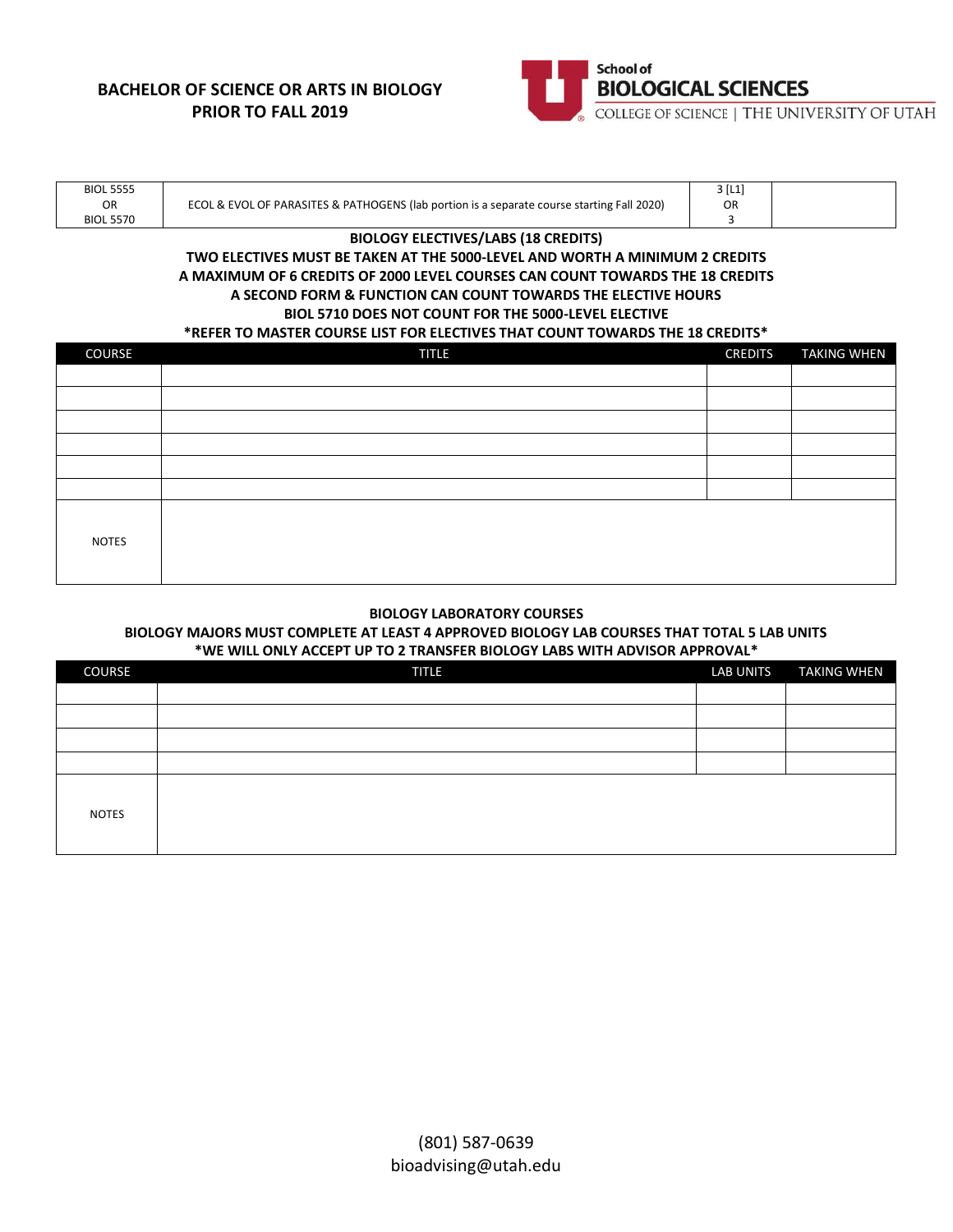# BACHELOR OF SCIENCE OR ARTS IN BIOLOGY PRIOR TO FALL 2019

School of BIOLOGICAL SCIENCES
COLLEGE OF SCIENCE | THE UNIVERSITY OF UTAH

| | | | |
|---|---|---|---|
| BIOL 5555 OR BIOL 5570 | ECOL & EVOL OF PARASITES & PATHOGENS (lab portion is a separate course starting Fall 2020) | 3 [L1] OR 3 | |

**BIOLOGY ELECTIVES/LABS (18 CREDITS)**
**TWO ELECTIVES MUST BE TAKEN AT THE 5000-LEVEL AND WORTH A MINIMUM 2 CREDITS**
**A MAXIMUM OF 6 CREDITS OF 2000 LEVEL COURSES CAN COUNT TOWARDS THE 18 CREDITS**
**A SECOND FORM & FUNCTION CAN COUNT TOWARDS THE ELECTIVE HOURS**
**BIOL 5710 DOES NOT COUNT FOR THE 5000-LEVEL ELECTIVE**
**\*REFER TO MASTER COURSE LIST FOR ELECTIVES THAT COUNT TOWARDS THE 18 CREDITS\***

| COURSE | TITLE | CREDITS | TAKING WHEN |
|---|---|---|---|
| | | | |
| | | | |
| | | | |
| | | | |
| | | | |
| | | | |
| NOTES | | | |

**BIOLOGY LABORATORY COURSES**
**BIOLOGY MAJORS MUST COMPLETE AT LEAST 4 APPROVED BIOLOGY LAB COURSES THAT TOTAL 5 LAB UNITS**
**\*WE WILL ONLY ACCEPT UP TO 2 TRANSFER BIOLOGY LABS WITH ADVISOR APPROVAL\***

| COURSE | TITLE | LAB UNITS | TAKING WHEN |
|---|---|---|---|
| | | | |
| | | | |
| | | | |
| | | | |
| NOTES | | | |

(801) 587-0639
bioadvising@utah.edu